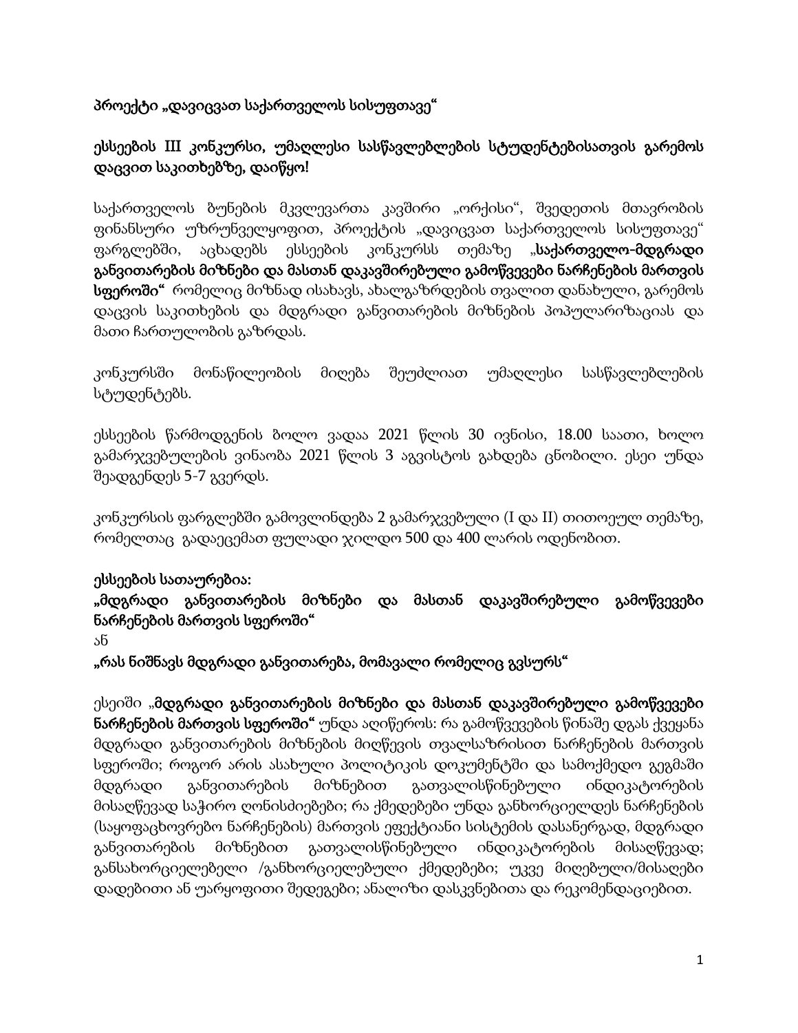**პროექტი „დავიცვათ საქართველოს სისუფთავე“**

**ესსეების III კონკურსი, უმაღლესი სასწავლებლების სტუდენტებისათვის გარემოს დაცვით საკითხებზე, დაიწყო!**

საქართველოს ბუნების მკვლევართა კავშირი „ორქისი“, შვედეთის მთავრობის ფინანსური უზრუნველყოფით, პროექტის „დავიცვათ საქართველოს სისუფთავე“ ფარგლებში, აცხადებს ესსეების კონკურსს თემაზე „**საქართველო-მდგრადი განვითარების მიზნები და მასთან დაკავშირებული გამოწვევები ნარჩენების მართვის სფეროში“** რომელიც მიზნად ისახავს, ახალგაზრდების თვალით დანახული, გარემოს დაცვის საკითხების და მდგრადი განვითარების მიზნების პოპულარიზაციას და მათი ჩართულობის გაზრდას.

კონკურსში მონაწილეობის მიღება შეუძლიათ უმაღლესი სასწავლებლების სტუდენტებს.

ესსეების წარმოდგენის ბოლო ვადაა 2021 წლის 30 ივნისი, 18.00 საათი, ხოლო გამარჯვებულების ვინაობა 2021 წლის 3 აგვისტოს გახდება ცნობილი. ესეი უნდა შეადგენდეს 5-7 გვერდს.

კონკურსის ფარგლებში გამოვლინდება 2 გამარჯვებული (I და II) თითოეულ თემაზე, რომელთაც გადაეცემათ ფულადი ჯილდო 500 და 400 ლარის ოდენობით.

**ესსეების სათაურებია:**

**„მდგრადი განვითარების მიზნები და მასთან დაკავშირებული გამოწვევები ნარჩენების მართვის სფეროში“**

ან

**„რას ნიშნავს მდგრადი განვითარება, მომავალი რომელიც გვსურს“**

ესეიში „**მდგრადი განვითარების მიზნები და მასთან დაკავშირებული გამოწვევები ნარჩენების მართვის სფეროში“** უნდა აღიწეროს: რა გამოწვევების წინაშე დგას ქვეყანა მდგრადი განვითარების მიზნების მიღწევის თვალსაზრისით ნარჩენების მართვის სფეროში; როგორ არის ასახული პოლიტიკის დოკუმენტში და სამოქმედო გეგმაში მდგრადი განვითარების მიზნებით გათვალისწინებული ინდიკატორების მისაღწევად საჭირო ღონისძიებები; რა ქმედებები უნდა განხორციელდეს ნარჩენების (საყოფაცხოვრებო ნარჩენების) მართვის ეფექტიანი სისტემის დასანერგად, მდგრადი განვითარების მიზნებით გათვალისწინებული ინდიკატორების მისაღწევად; განსახორციელებელი /განხორციელებული ქმედებები; უკვე მიღებული/მისაღები დადებითი ან უარყოფითი შედეგები; ანალიზი დასკვნებითა და რეკომენდაციებით.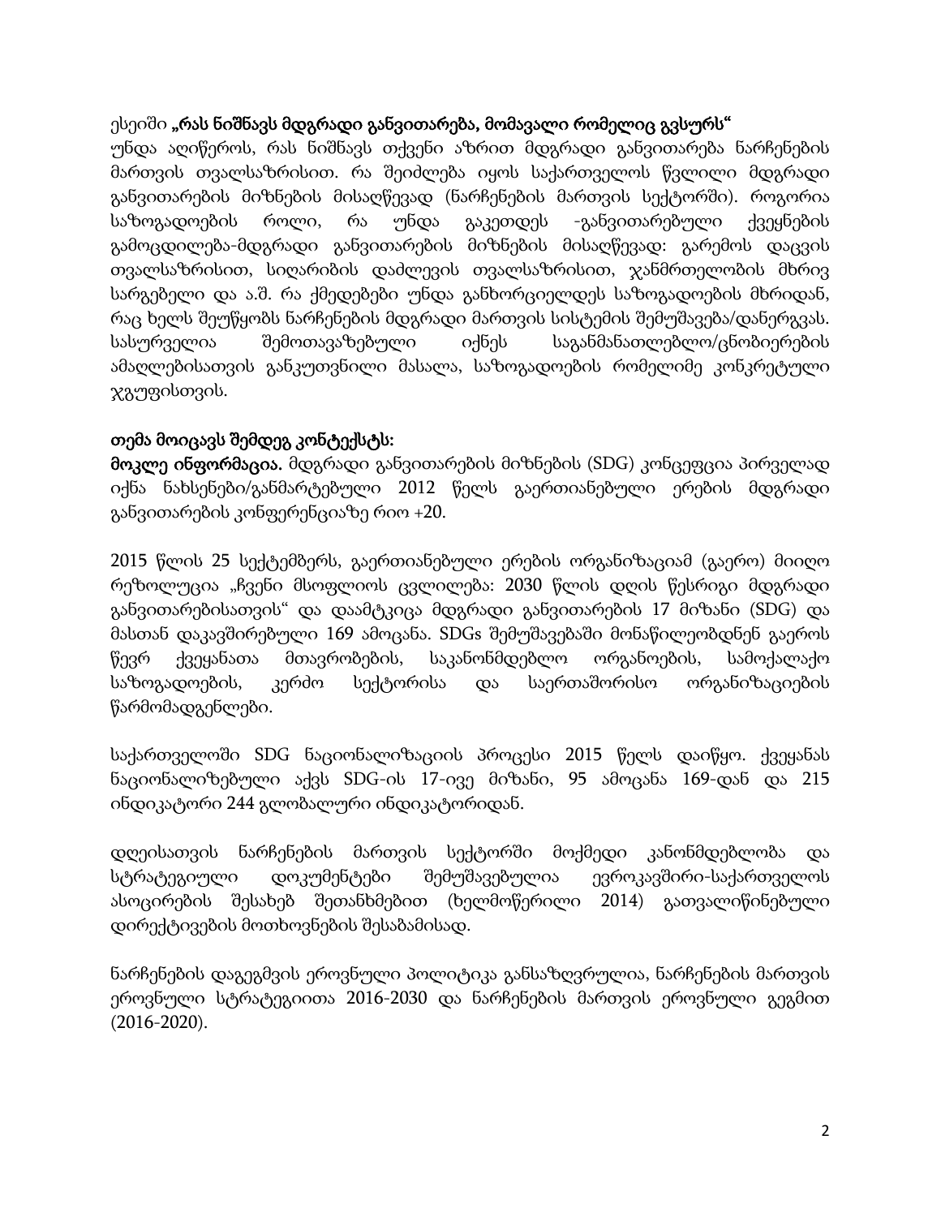ესეიში **„რას ნიშნავს მდგრადი განვითარება, მომავალი რომელიც გვსურს“** უნდა აღიწეროს, რას ნიშნავს თქვენი აზრით მდგრადი განვითარება ნარჩენების მართვის თვალსაზრისით. რა შეიძლება იყოს საქართველოს წვლილი მდგრადი განვითარების მიზნების მისაღწევად (ნარჩენების მართვის სექტორში). როგორია საზოგადოების როლი, რა უნდა გაკეთდეს -განვითარებული ქვეყნების გამოცდილება-მდგრადი განვითარების მიზნების მისაღწევად: გარემოს დაცვის თვალსაზრისით, სიღარიბის დაძლევის თვალსაზრისით, ჯანმრთელობის მხრივ სარგებელი და ა.შ. რა ქმედებები უნდა განხორციელდეს საზოგადოების მხრიდან, რაც ხელს შეუწყობს ნარჩენების მდგრადი მართვის სისტემის შემუშავება/დანერგვას. სასურველია შემოთავაზებული იქნეს საგანმანათლებლო/ცნობიერების ამაღლებისათვის განკუთვნილი მასალა, საზოგადოების რომელიმე კონკრეტული ჯგუფისთვის.

**თემა მოიცავს შემდეგ კონტექსტს:**

**მოკლე ინფორმაცია.** მდგრადი განვითარების მიზნების (SDG) კონცეფცია პირველად იქნა ნახსენები/განმარტებული 2012 წელს გაერთიანებული ერების მდგრადი განვითარების კონფერენციაზე რიო +20.

2015 წლის 25 სექტემბერს, გაერთიანებული ერების ორგანიზაციამ (გაერო) მიიღო რეზოლუცია „ჩვენი მსოფლიოს ცვლილება: 2030 წლის დღის წესრიგი მდგრადი განვითარებისათვის“ და დაამტკიცა მდგრადი განვითარების 17 მიზანი (SDG) და მასთან დაკავშირებული 169 ამოცანა. SDGs შემუშავებაში მონაწილეობდნენ გაეროს წევრ ქვეყანათა მთავრობების, საკანონმდებლო ორგანოების, სამოქალაქო საზოგადოების, კერძო სექტორისა და საერთაშორისო ორგანიზაციების წარმომადგენლები.

საქართველოში SDG ნაციონალიზაციის პროცესი 2015 წელს დაიწყო. ქვეყანას ნაციონალიზებული აქვს SDG-ის 17-ივე მიზანი, 95 ამოცანა 169-დან და 215 ინდიკატორი 244 გლობალური ინდიკატორიდან.

დღეისათვის ნარჩენების მართვის სექტორში მოქმედი კანონმდებლობა და სტრატეგიული დოკუმენტები შემუშავებულია ევროკავშირი-საქართველოს ასოცირების შესახებ შეთანხმებით (ხელმოწერილი 2014) გათვალისწინებული დირექტივების მოთხოვნების შესაბამისად.

ნარჩენების დაგეგმვის ეროვნული პოლიტიკა განსაზღვრულია, ნარჩენების მართვის ეროვნული სტრატეგიითა 2016-2030 და ნარჩენების მართვის ეროვნული გეგმით (2016-2020).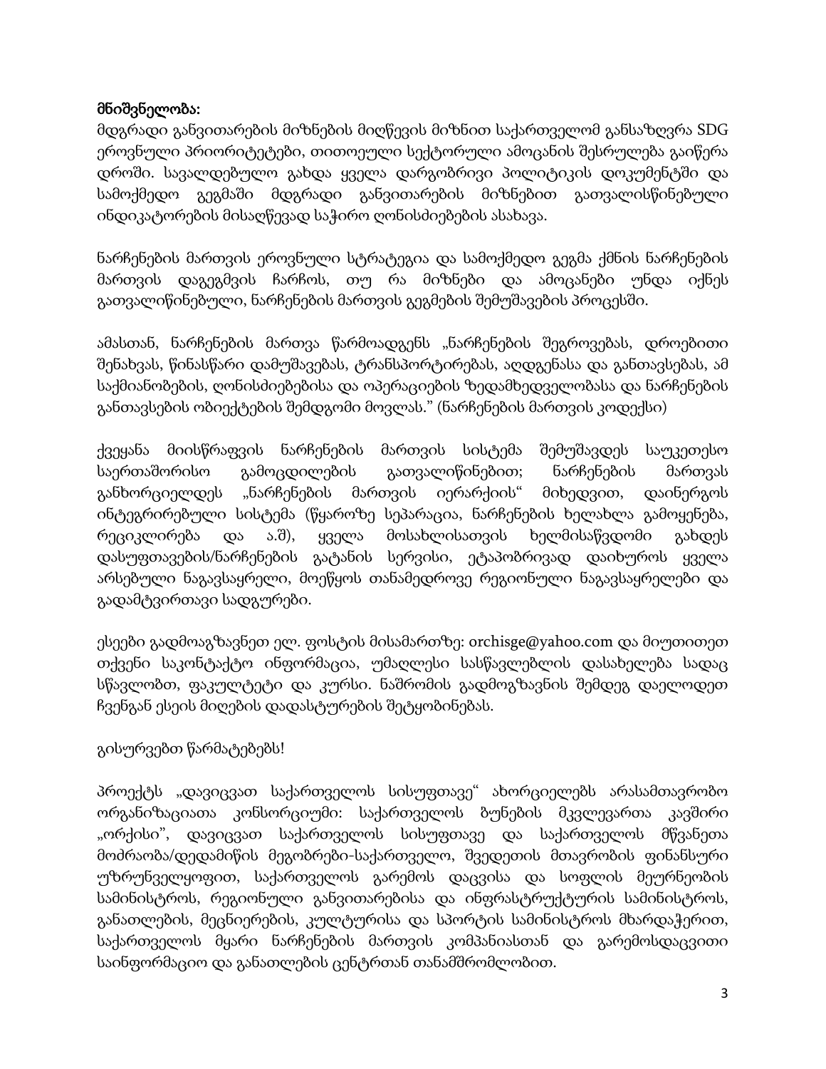**მნიშვნელობა:**

მდგრადი განვითარების მიზნების მიღწევის მიზნით საქართველომ განსაზღვრა SDG ეროვნული პრიორიტეტები, თითოეული სექტორული ამოცანის შესრულება გაიწერა დროში. სავალდებულო გახდა ყველა დარგობრივი პოლიტიკის დოკუმენტში და სამოქმედო გეგმაში მდგრადი განვითარების მიზნებით გათვალისწინებული ინდიკატორების მისაღწევად საჭირო ღონისძიებების ასახვა.

ნარჩენების მართვის ეროვნული სტრატეგია და სამოქმედო გეგმა ქმნის ნარჩენების მართვის დაგეგმვის ჩარჩოს, თუ რა მიზნები და ამოცანები უნდა იქნეს გათვალიწინებული, ნარჩენების მართვის გეგმების შემუშავების პროცესში.

ამასთან, ნარჩენების მართვა წარმოადგენს „ნარჩენების შეგროვებას, დროებითი შენახვას, წინასწარი დამუშავებას, ტრანსპორტირებას, აღდგენასა და განთავსებას, ამ საქმიანობების, ღონისძიებებისა და ოპერაციების ზედამხედველობასა და ნარჩენების განთავსების ობიექტების შემდგომი მოვლას." (ნარჩენების მართვის კოდექსი)

ქვეყანა მიისწრაფვის ნარჩენების მართვის სისტემა შემუშავდეს საუკეთესო საერთაშორისო გამოცდილების გათვალიწინებით; ნარჩენების მართვას განხორციელდეს „ნარჩენების მართვის იერარქიის" მიხედვით, დაინერგოს ინტეგრირებული სისტემა (წყაროზე სეპარაცია, ნარჩენების ხელახლა გამოყენება, რეციკლირება და ა.შ), ყველა მოსახლისათვის ხელმისაწვდომი გახდეს დასუფთავების/ნარჩენების გატანის სერვისი, ეტაპობრივად დაიხუროს ყველა არსებული ნაგავსაყრელი, მოეწყოს თანამედროვე რეგიონული ნაგავსაყრელები და გადამტვირთავი სადგურები.

ესეები გადმოაგზავნეთ ელ. ფოსტის მისამართზე: orchisge@yahoo.com და მიუთითეთ თქვენი საკონტაქტო ინფორმაცია, უმაღლესი სასწავლებლის დასახელება სადაც სწავლობთ, ფაკულტეტი და კურსი. ნაშრომის გადმოგზავნის შემდეგ დაელოდეთ ჩვენგან ესეის მიღების დადასტურების შეტყობინებას.

გისურვებთ წარმატებებს!

პროექტს „დავიცვათ საქართველოს სისუფთავე" ახორციელებს არასამთავრობო ორგანიზაციათა კონსორციუმი: საქართველოს ბუნების მკვლევართა კავშირი „ორქისი", დავიცვათ საქართველოს სისუფთავე და საქართველოს მწვანეთა მოძრაობა/დედამიწის მეგობრები-საქართველო, შვედეთის მთავრობის ფინანსური უზრუნველყოფით, საქართველოს გარემოს დაცვისა და სოფლის მეურნეობის სამინისტროს, რეგიონული განვითარებისა და ინფრასტრუქტურის სამინისტროს, განათლების, მეცნიერების, კულტურისა და სპორტის სამინისტროს მხარდაჭერით, საქართველოს მყარი ნარჩენების მართვის კომპანიასთან და გარემოსდაცვითი საინფორმაციო და განათლების ცენტრთან თანამშრომლობით.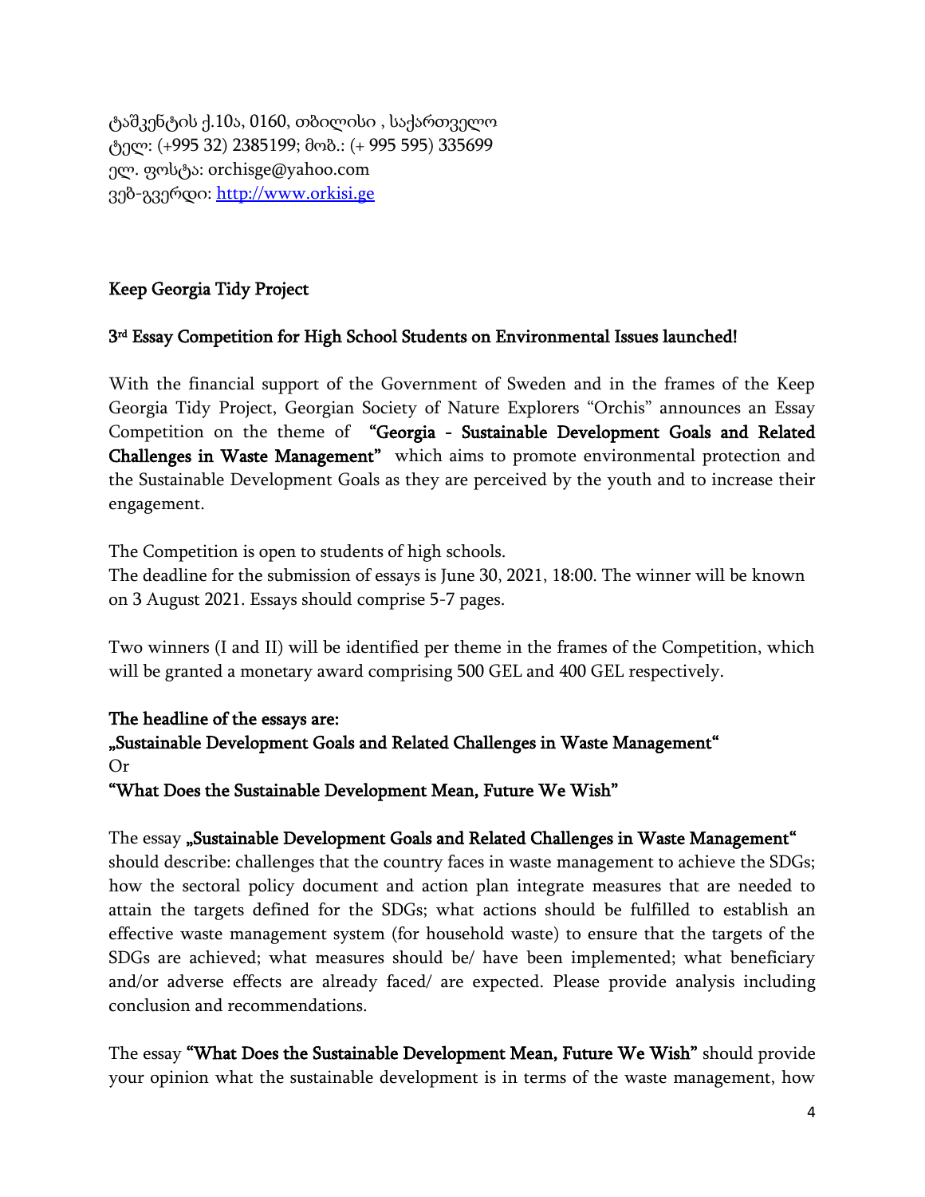ტაშკენტის ქ.10ა, 0160, თბილისი , საქართველო
ტელ: (+995 32) 2385199; მობ.: (+ 995 595) 335699
ელ. ფოსტა: orchisge@yahoo.com
ვებ-გვერდი: http://www.orkisi.ge

**Keep Georgia Tidy Project**

**3rd Essay Competition for High School Students on Environmental Issues launched!**

With the financial support of the Government of Sweden and in the frames of the Keep Georgia Tidy Project, Georgian Society of Nature Explorers "Orchis" announces an Essay Competition on the theme of **"Georgia - Sustainable Development Goals and Related Challenges in Waste Management"** which aims to promote environmental protection and the Sustainable Development Goals as they are perceived by the youth and to increase their engagement.

The Competition is open to students of high schools.
The deadline for the submission of essays is June 30, 2021, 18:00. The winner will be known on 3 August 2021. Essays should comprise 5-7 pages.

Two winners (I and II) will be identified per theme in the frames of the Competition, which will be granted a monetary award comprising 500 GEL and 400 GEL respectively.

**The headline of the essays are:**
**„Sustainable Development Goals and Related Challenges in Waste Management"**
Or
**"What Does the Sustainable Development Mean, Future We Wish"**

The essay **„Sustainable Development Goals and Related Challenges in Waste Management"** should describe: challenges that the country faces in waste management to achieve the SDGs; how the sectoral policy document and action plan integrate measures that are needed to attain the targets defined for the SDGs; what actions should be fulfilled to establish an effective waste management system (for household waste) to ensure that the targets of the SDGs are achieved; what measures should be/ have been implemented; what beneficiary and/or adverse effects are already faced/ are expected. Please provide analysis including conclusion and recommendations.

The essay **"What Does the Sustainable Development Mean, Future We Wish"** should provide your opinion what the sustainable development is in terms of the waste management, how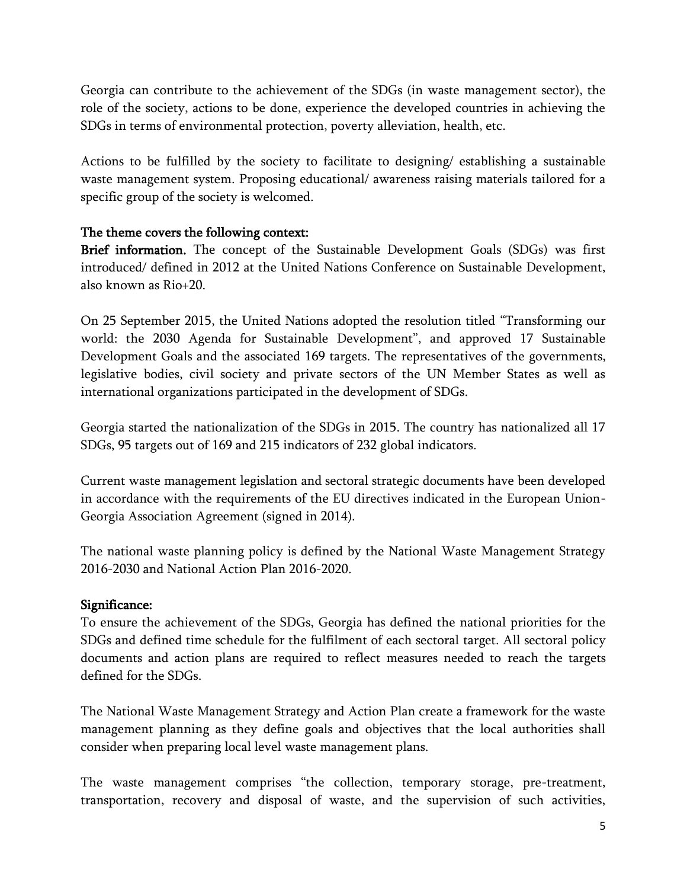Georgia can contribute to the achievement of the SDGs (in waste management sector), the role of the society, actions to be done, experience the developed countries in achieving the SDGs in terms of environmental protection, poverty alleviation, health, etc.

Actions to be fulfilled by the society to facilitate to designing/ establishing a sustainable waste management system. Proposing educational/ awareness raising materials tailored for a specific group of the society is welcomed.

**The theme covers the following context:**

**Brief information.** The concept of the Sustainable Development Goals (SDGs) was first introduced/ defined in 2012 at the United Nations Conference on Sustainable Development, also known as Rio+20.

On 25 September 2015, the United Nations adopted the resolution titled "Transforming our world: the 2030 Agenda for Sustainable Development", and approved 17 Sustainable Development Goals and the associated 169 targets. The representatives of the governments, legislative bodies, civil society and private sectors of the UN Member States as well as international organizations participated in the development of SDGs.

Georgia started the nationalization of the SDGs in 2015. The country has nationalized all 17 SDGs, 95 targets out of 169 and 215 indicators of 232 global indicators.

Current waste management legislation and sectoral strategic documents have been developed in accordance with the requirements of the EU directives indicated in the European Union-Georgia Association Agreement (signed in 2014).

The national waste planning policy is defined by the National Waste Management Strategy 2016-2030 and National Action Plan 2016-2020.

**Significance:**

To ensure the achievement of the SDGs, Georgia has defined the national priorities for the SDGs and defined time schedule for the fulfilment of each sectoral target. All sectoral policy documents and action plans are required to reflect measures needed to reach the targets defined for the SDGs.

The National Waste Management Strategy and Action Plan create a framework for the waste management planning as they define goals and objectives that the local authorities shall consider when preparing local level waste management plans.

The waste management comprises "the collection, temporary storage, pre-treatment, transportation, recovery and disposal of waste, and the supervision of such activities,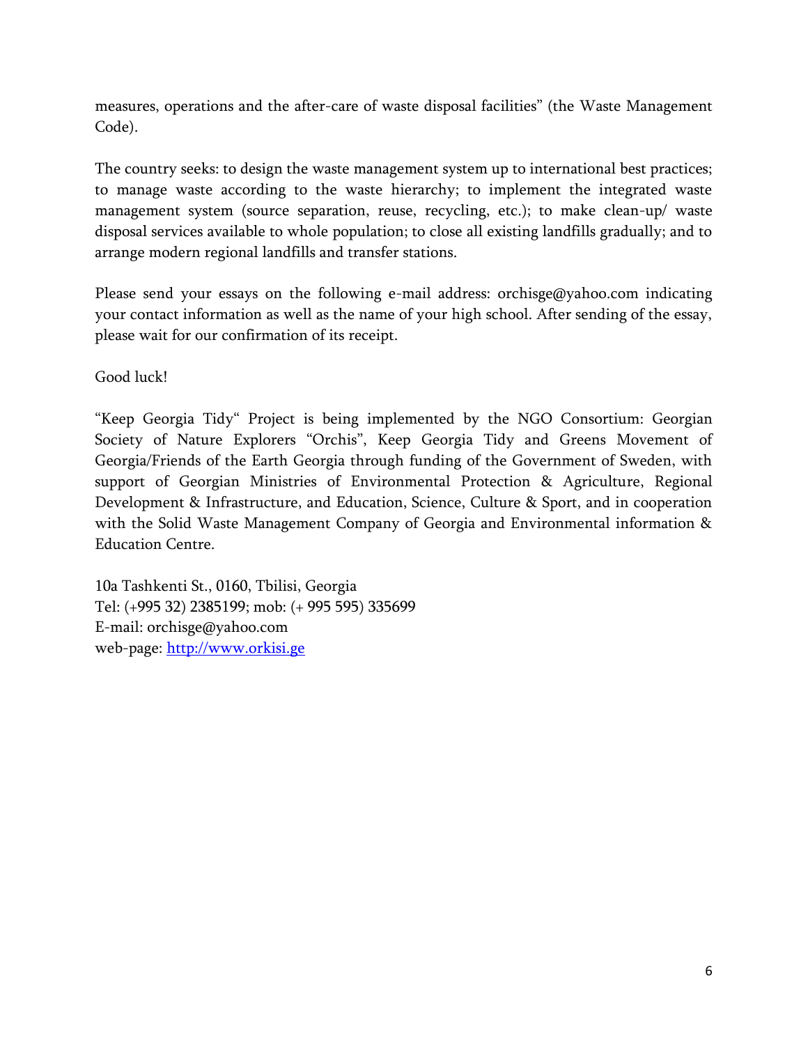measures, operations and the after-care of waste disposal facilities" (the Waste Management Code).

The country seeks: to design the waste management system up to international best practices; to manage waste according to the waste hierarchy; to implement the integrated waste management system (source separation, reuse, recycling, etc.); to make clean-up/ waste disposal services available to whole population; to close all existing landfills gradually; and to arrange modern regional landfills and transfer stations.

Please send your essays on the following e-mail address: orchisge@yahoo.com indicating your contact information as well as the name of your high school. After sending of the essay, please wait for our confirmation of its receipt.

Good luck!

"Keep Georgia Tidy" Project is being implemented by the NGO Consortium: Georgian Society of Nature Explorers "Orchis", Keep Georgia Tidy and Greens Movement of Georgia/Friends of the Earth Georgia through funding of the Government of Sweden, with support of Georgian Ministries of Environmental Protection & Agriculture, Regional Development & Infrastructure, and Education, Science, Culture & Sport, and in cooperation with the Solid Waste Management Company of Georgia and Environmental information & Education Centre.

10a Tashkenti St., 0160, Tbilisi, Georgia
Tel: (+995 32) 2385199; mob: (+ 995 595) 335699
E-mail: orchisge@yahoo.com
web-page: [http://www.orkisi.ge](http://www.orkisi.ge)